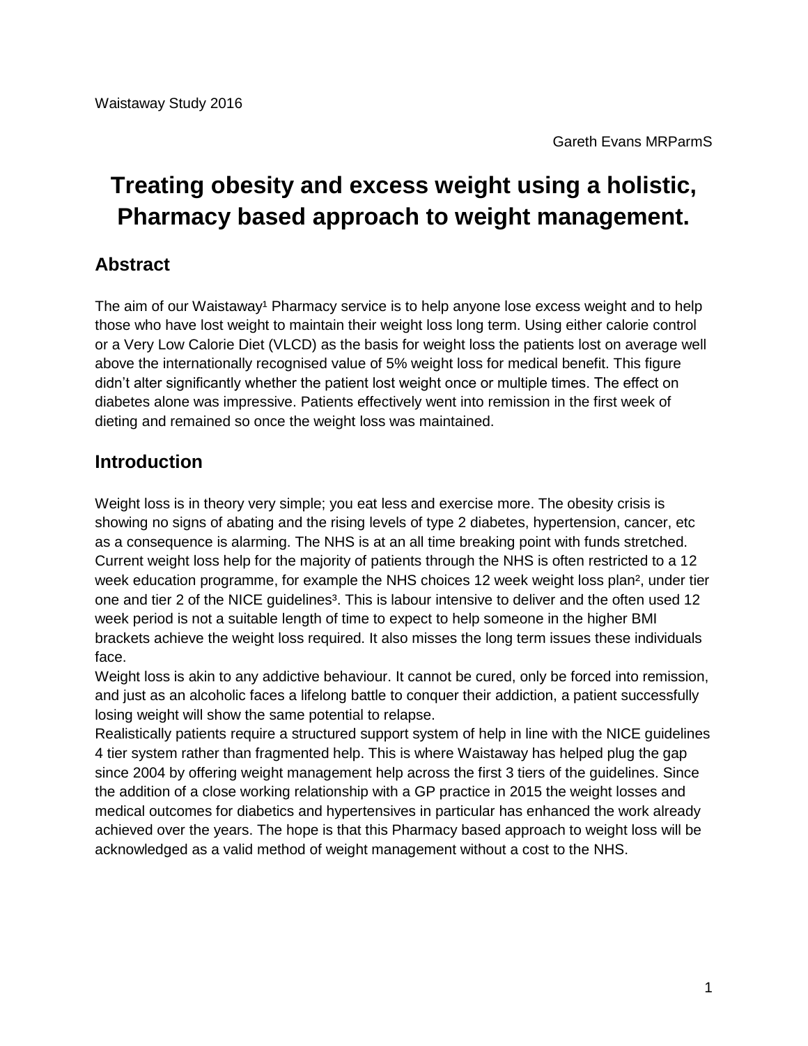Waistaway Study 2016

Gareth Evans MRParmS

# Treating obesity and excess weight using a holistic, Pharmacy based approach to weight management.

## Abstract

The aim of our Waistaway[1] Pharmacy service is to help anyone lose excess weight and to help those who have lost weight to maintain their weight loss long term. Using either calorie control or a Very Low Calorie Diet (VLCD) as the basis for weight loss the patients lost on average well above the internationally recognised value of 5% weight loss for medical benefit. This figure didn't alter significantly whether the patient lost weight once or multiple times. The effect on diabetes alone was impressive. Patients effectively went into remission in the first week of dieting and remained so once the weight loss was maintained.

## Introduction

Weight loss is in theory very simple; you eat less and exercise more. The obesity crisis is showing no signs of abating and the rising levels of type 2 diabetes, hypertension, cancer, etc as a consequence is alarming. The NHS is at an all time breaking point with funds stretched. Current weight loss help for the majority of patients through the NHS is often restricted to a 12 week education programme, for example the NHS choices 12 week weight loss plan[2], under tier one and tier 2 of the NICE guidelines[3]. This is labour intensive to deliver and the often used 12 week period is not a suitable length of time to expect to help someone in the higher BMI brackets achieve the weight loss required. It also misses the long term issues these individuals face.

Weight loss is akin to any addictive behaviour. It cannot be cured, only be forced into remission, and just as an alcoholic faces a lifelong battle to conquer their addiction, a patient successfully losing weight will show the same potential to relapse.

Realistically patients require a structured support system of help in line with the NICE guidelines 4 tier system rather than fragmented help. This is where Waistaway has helped plug the gap since 2004 by offering weight management help across the first 3 tiers of the guidelines. Since the addition of a close working relationship with a GP practice in 2015 the weight losses and medical outcomes for diabetics and hypertensives in particular has enhanced the work already achieved over the years. The hope is that this Pharmacy based approach to weight loss will be acknowledged as a valid method of weight management without a cost to the NHS.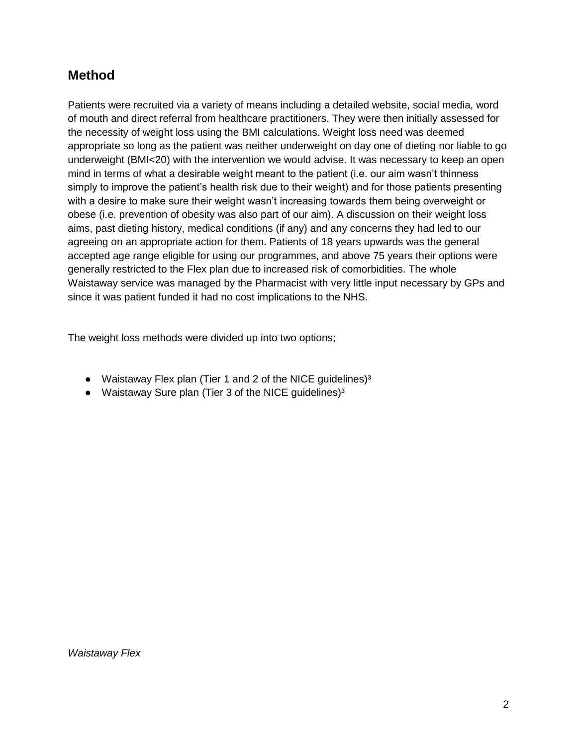## Method

Patients were recruited via a variety of means including a detailed website, social media, word of mouth and direct referral from healthcare practitioners. They were then initially assessed for the necessity of weight loss using the BMI calculations. Weight loss need was deemed appropriate so long as the patient was neither underweight on day one of dieting nor liable to go underweight (BMI<20) with the intervention we would advise. It was necessary to keep an open mind in terms of what a desirable weight meant to the patient (i.e. our aim wasn't thinness simply to improve the patient's health risk due to their weight) and for those patients presenting with a desire to make sure their weight wasn't increasing towards them being overweight or obese (i.e. prevention of obesity was also part of our aim). A discussion on their weight loss aims, past dieting history, medical conditions (if any) and any concerns they had led to our agreeing on an appropriate action for them. Patients of 18 years upwards was the general accepted age range eligible for using our programmes, and above 75 years their options were generally restricted to the Flex plan due to increased risk of comorbidities. The whole Waistaway service was managed by the Pharmacist with very little input necessary by GPs and since it was patient funded it had no cost implications to the NHS.

The weight loss methods were divided up into two options;

- Waistaway Flex plan (Tier 1 and 2 of the NICE guidelines)[3]
- Waistaway Sure plan (Tier 3 of the NICE guidelines)[3]

*Waistaway Flex*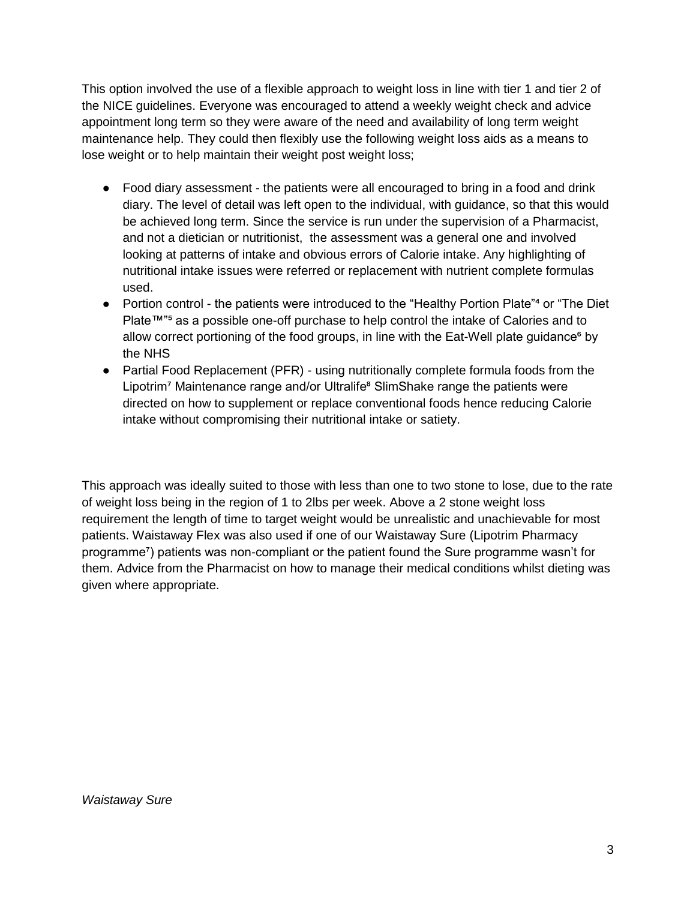This option involved the use of a flexible approach to weight loss in line with tier 1 and tier 2 of the NICE guidelines. Everyone was encouraged to attend a weekly weight check and advice appointment long term so they were aware of the need and availability of long term weight maintenance help. They could then flexibly use the following weight loss aids as a means to lose weight or to help maintain their weight post weight loss;

- Food diary assessment - the patients were all encouraged to bring in a food and drink diary. The level of detail was left open to the individual, with guidance, so that this would be achieved long term. Since the service is run under the supervision of a Pharmacist, and not a dietician or nutritionist, the assessment was a general one and involved looking at patterns of intake and obvious errors of Calorie intake. Any highlighting of nutritional intake issues were referred or replacement with nutrient complete formulas used.
- Portion control - the patients were introduced to the "Healthy Portion Plate"[4] or "The Diet Plate™"[5] as a possible one-off purchase to help control the intake of Calories and to allow correct portioning of the food groups, in line with the Eat-Well plate guidance[6] by the NHS
- Partial Food Replacement (PFR) - using nutritionally complete formula foods from the Lipotrim[7] Maintenance range and/or Ultralife[8] SlimShake range the patients were directed on how to supplement or replace conventional foods hence reducing Calorie intake without compromising their nutritional intake or satiety.

This approach was ideally suited to those with less than one to two stone to lose, due to the rate of weight loss being in the region of 1 to 2lbs per week. Above a 2 stone weight loss requirement the length of time to target weight would be unrealistic and unachievable for most patients. Waistaway Flex was also used if one of our Waistaway Sure (Lipotrim Pharmacy programme[7]) patients was non-compliant or the patient found the Sure programme wasn't for them. Advice from the Pharmacist on how to manage their medical conditions whilst dieting was given where appropriate.

*Waistaway Sure*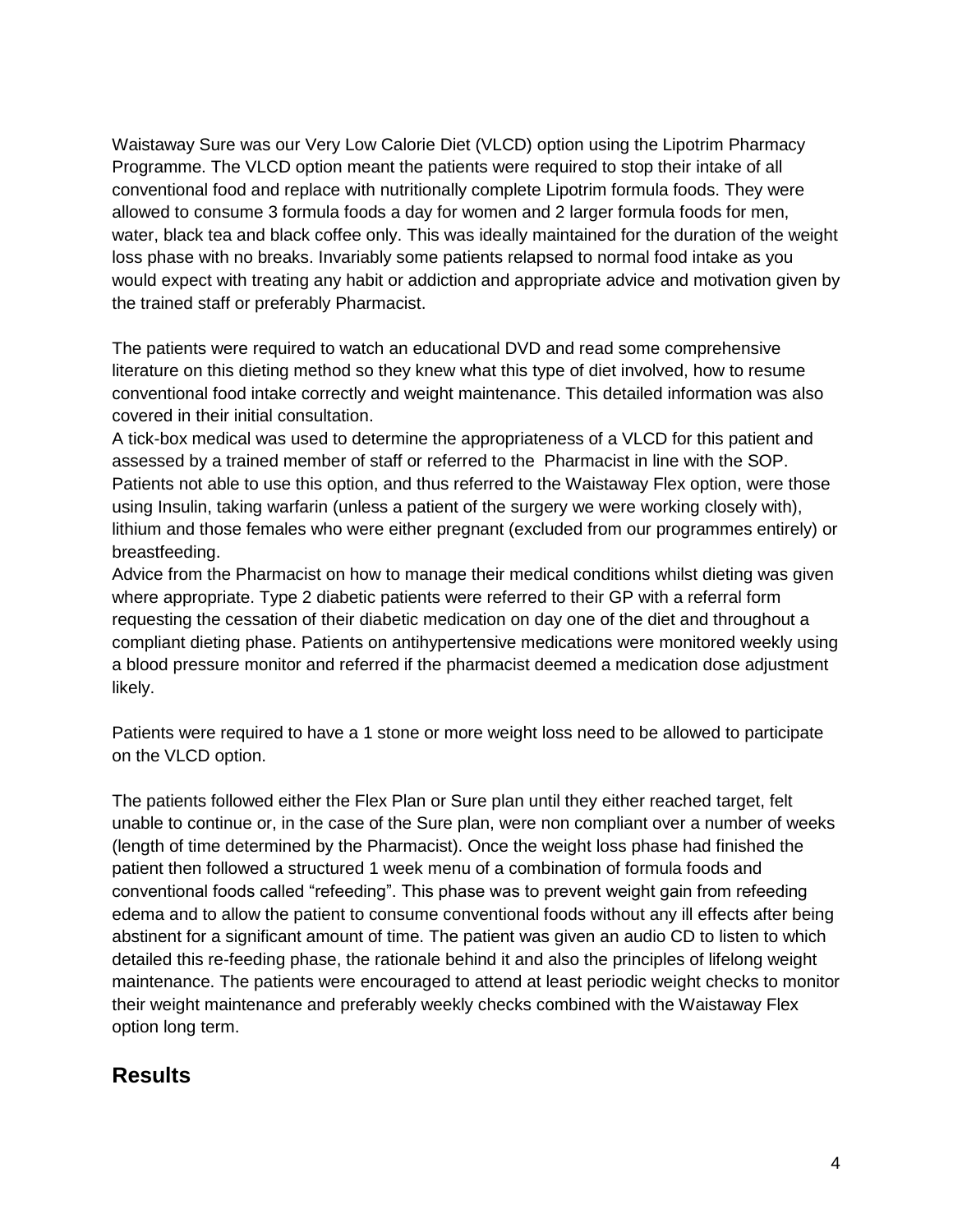Waistaway Sure was our Very Low Calorie Diet (VLCD) option using the Lipotrim Pharmacy Programme. The VLCD option meant the patients were required to stop their intake of all conventional food and replace with nutritionally complete Lipotrim formula foods. They were allowed to consume 3 formula foods a day for women and 2 larger formula foods for men, water, black tea and black coffee only. This was ideally maintained for the duration of the weight loss phase with no breaks. Invariably some patients relapsed to normal food intake as you would expect with treating any habit or addiction and appropriate advice and motivation given by the trained staff or preferably Pharmacist.

The patients were required to watch an educational DVD and read some comprehensive literature on this dieting method so they knew what this type of diet involved, how to resume conventional food intake correctly and weight maintenance. This detailed information was also covered in their initial consultation.
A tick-box medical was used to determine the appropriateness of a VLCD for this patient and assessed by a trained member of staff or referred to the Pharmacist in line with the SOP. Patients not able to use this option, and thus referred to the Waistaway Flex option, were those using Insulin, taking warfarin (unless a patient of the surgery we were working closely with), lithium and those females who were either pregnant (excluded from our programmes entirely) or breastfeeding.
Advice from the Pharmacist on how to manage their medical conditions whilst dieting was given where appropriate. Type 2 diabetic patients were referred to their GP with a referral form requesting the cessation of their diabetic medication on day one of the diet and throughout a compliant dieting phase. Patients on antihypertensive medications were monitored weekly using a blood pressure monitor and referred if the pharmacist deemed a medication dose adjustment likely.

Patients were required to have a 1 stone or more weight loss need to be allowed to participate on the VLCD option.

The patients followed either the Flex Plan or Sure plan until they either reached target, felt unable to continue or, in the case of the Sure plan, were non compliant over a number of weeks (length of time determined by the Pharmacist). Once the weight loss phase had finished the patient then followed a structured 1 week menu of a combination of formula foods and conventional foods called "refeeding". This phase was to prevent weight gain from refeeding edema and to allow the patient to consume conventional foods without any ill effects after being abstinent for a significant amount of time. The patient was given an audio CD to listen to which detailed this re-feeding phase, the rationale behind it and also the principles of lifelong weight maintenance. The patients were encouraged to attend at least periodic weight checks to monitor their weight maintenance and preferably weekly checks combined with the Waistaway Flex option long term.

## Results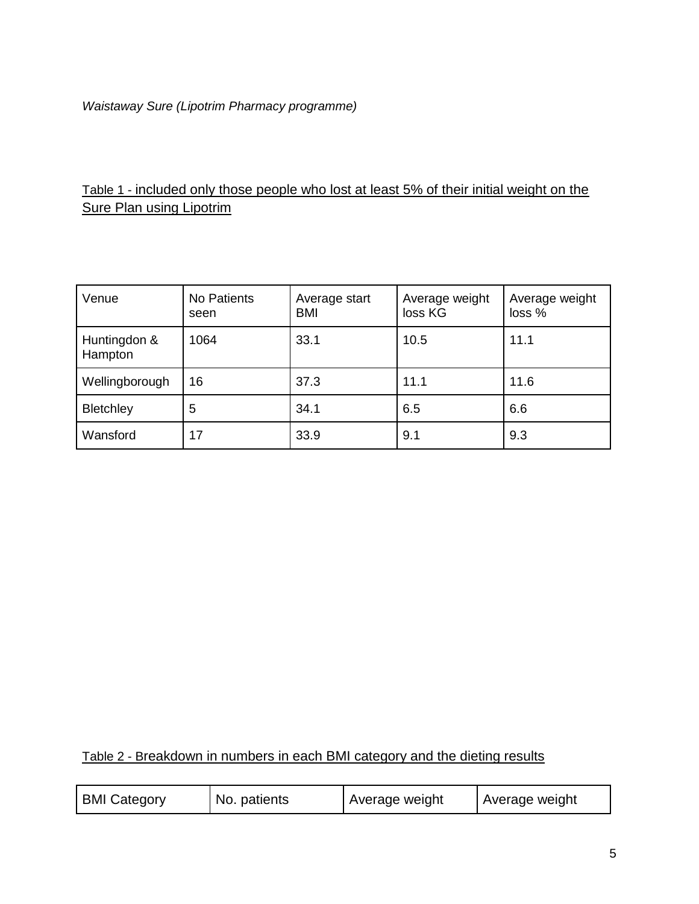*Waistaway Sure (Lipotrim Pharmacy programme)*

Table 1 - included only those people who lost at least 5% of their initial weight on the Sure Plan using Lipotrim

| Venue | No Patients seen | Average start BMI | Average weight loss KG | Average weight loss % |
|---|---|---|---|---|
| Huntingdon & Hampton | 1064 | 33.1 | 10.5 | 11.1 |
| Wellingborough | 16 | 37.3 | 11.1 | 11.6 |
| Bletchley | 5 | 34.1 | 6.5 | 6.6 |
| Wansford | 17 | 33.9 | 9.1 | 9.3 |

Table 2 - Breakdown in numbers in each BMI category and the dieting results

| BMI Category | No. patients | Average weight | Average weight |
|---|---|---|---|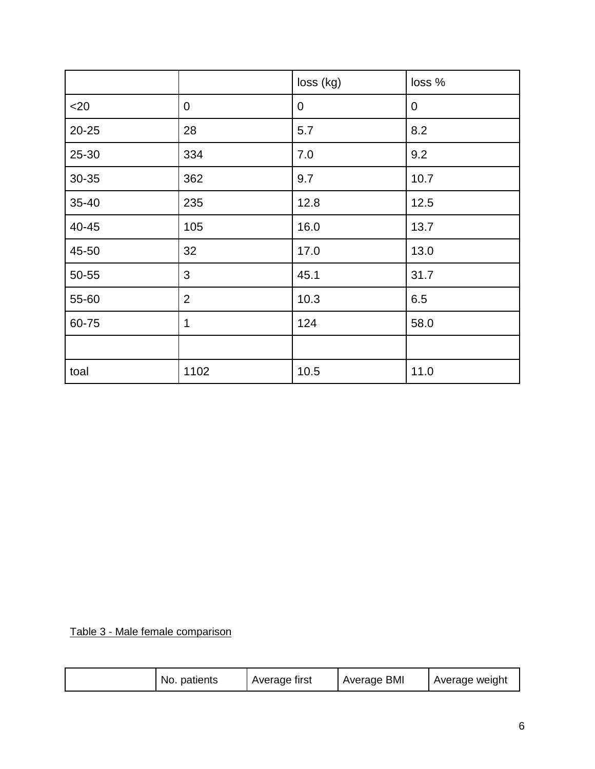| | | loss (kg) | loss % |
|---|---|---|---|
| <20 | 0 | 0 | 0 |
| 20-25 | 28 | 5.7 | 8.2 |
| 25-30 | 334 | 7.0 | 9.2 |
| 30-35 | 362 | 9.7 | 10.7 |
| 35-40 | 235 | 12.8 | 12.5 |
| 40-45 | 105 | 16.0 | 13.7 |
| 45-50 | 32 | 17.0 | 13.0 |
| 50-55 | 3 | 45.1 | 31.7 |
| 55-60 | 2 | 10.3 | 6.5 |
| 60-75 | 1 | 124 | 58.0 |
| | | | |
| toal | 1102 | 10.5 | 11.0 |

Table 3 - Male female comparison

| | No. patients | Average first | Average BMI | Average weight |
|---|---|---|---|---|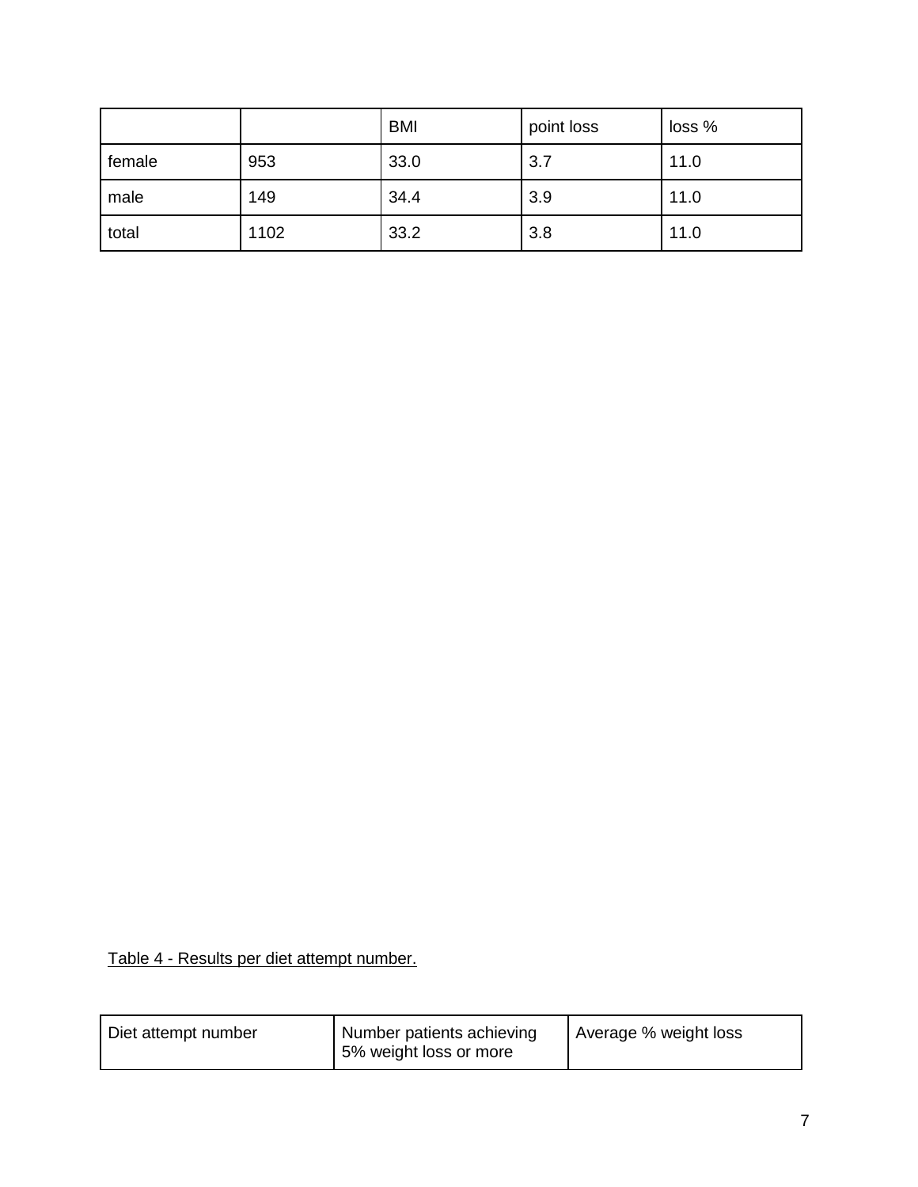| | | BMI | point loss | loss % |
|---|---|---|---|---|
| female | 953 | 33.0 | 3.7 | 11.0 |
| male | 149 | 34.4 | 3.9 | 11.0 |
| total | 1102 | 33.2 | 3.8 | 11.0 |

Table 4 - Results per diet attempt number.

| Diet attempt number | Number patients achieving 5% weight loss or more | Average % weight loss |
|---|---|---|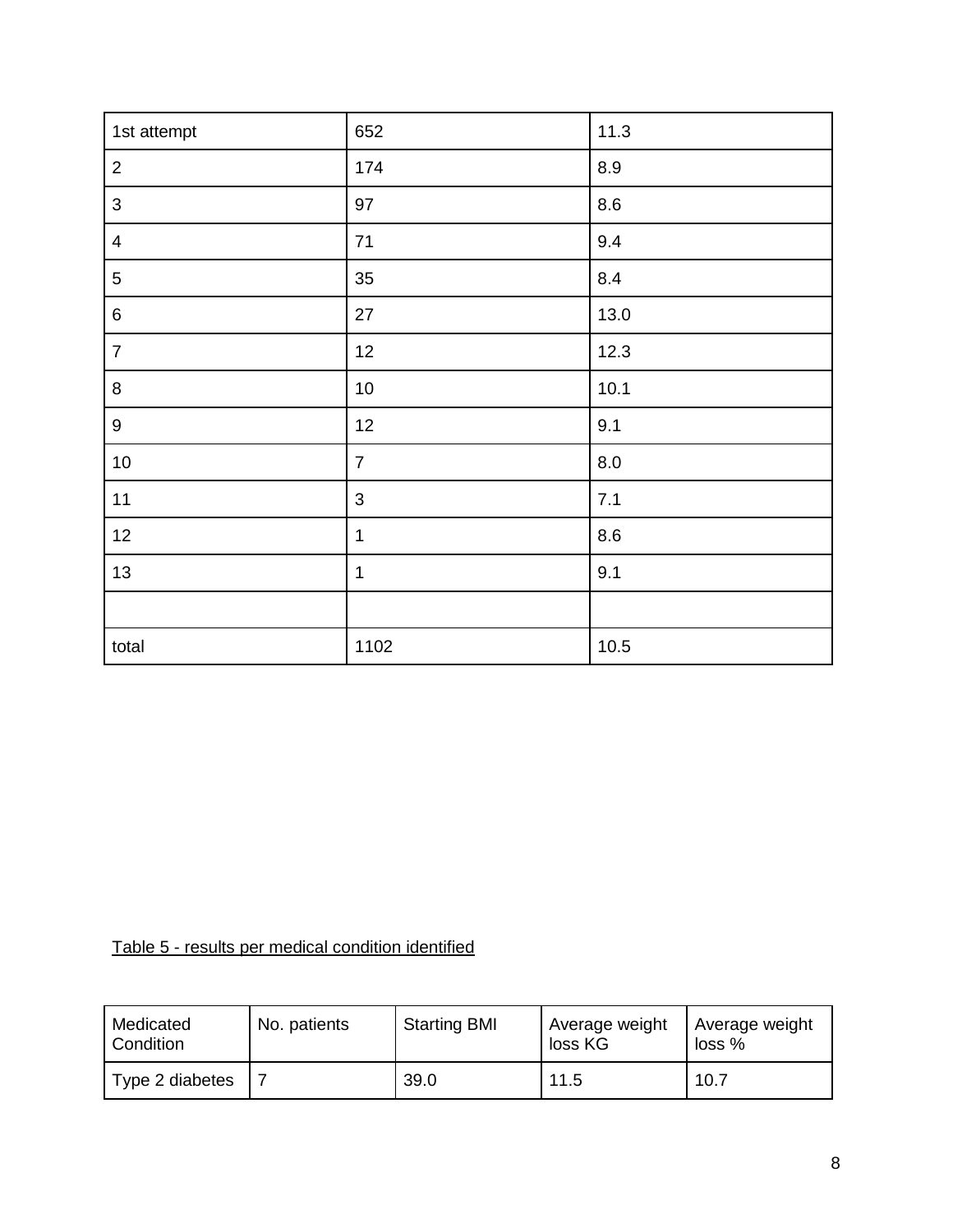| 1st attempt | 652 | 11.3 |
|---|---|---|
| 2 | 174 | 8.9 |
| 3 | 97 | 8.6 |
| 4 | 71 | 9.4 |
| 5 | 35 | 8.4 |
| 6 | 27 | 13.0 |
| 7 | 12 | 12.3 |
| 8 | 10 | 10.1 |
| 9 | 12 | 9.1 |
| 10 | 7 | 8.0 |
| 11 | 3 | 7.1 |
| 12 | 1 | 8.6 |
| 13 | 1 | 9.1 |
| | | |
| total | 1102 | 10.5 |

Table 5 - results per medical condition identified

| Medicated Condition | No. patients | Starting BMI | Average weight loss KG | Average weight loss % |
|---|---|---|---|---|
| Type 2 diabetes | 7 | 39.0 | 11.5 | 10.7 |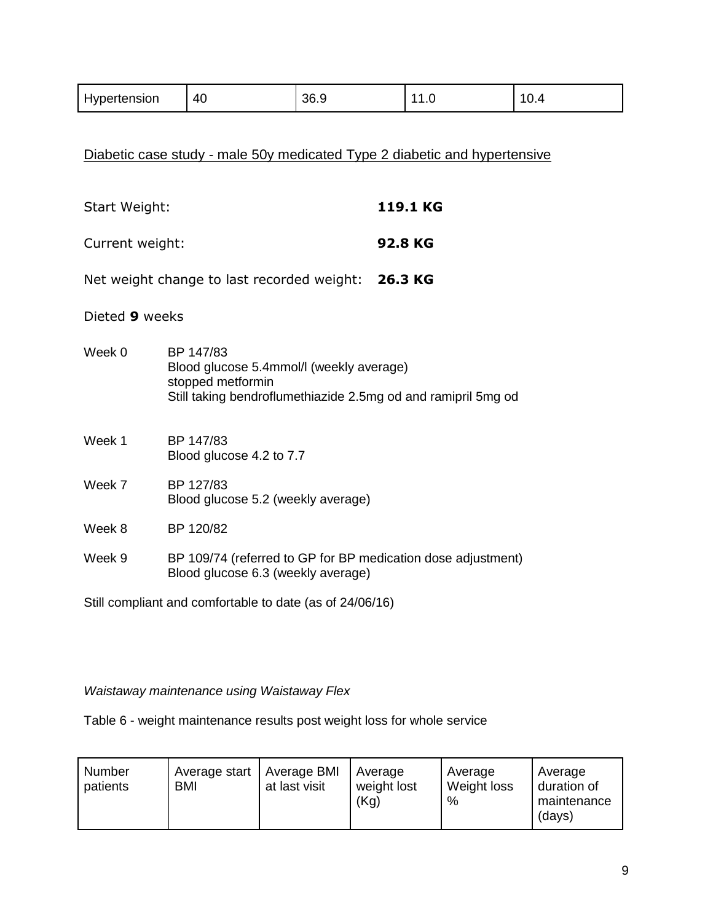| Hypertension | 40 | 36.9 | 11.0 | 10.4 |
|---|---|---|---|---|

Diabetic case study - male 50y medicated Type 2 diabetic and hypertensive

Start Weight: **119.1 KG**

Current weight: **92.8 KG**

Net weight change to last recorded weight: **26.3 KG**

Dieted **9** weeks

Week 0 BP 147/83
Blood glucose 5.4mmol/l (weekly average)
stopped metformin
Still taking bendroflumethiazide 2.5mg od and ramipril 5mg od

Week 1 BP 147/83
Blood glucose 4.2 to 7.7

Week 7 BP 127/83
Blood glucose 5.2 (weekly average)

Week 8 BP 120/82

Week 9 BP 109/74 (referred to GP for BP medication dose adjustment)
Blood glucose 6.3 (weekly average)

Still compliant and comfortable to date (as of 24/06/16)

*Waistaway maintenance using Waistaway Flex*

Table 6 - weight maintenance results post weight loss for whole service

| Number patients | Average start BMI | Average BMI at last visit | Average weight lost (Kg) | Average Weight loss % | Average duration of maintenance (days) |
|---|---|---|---|---|---|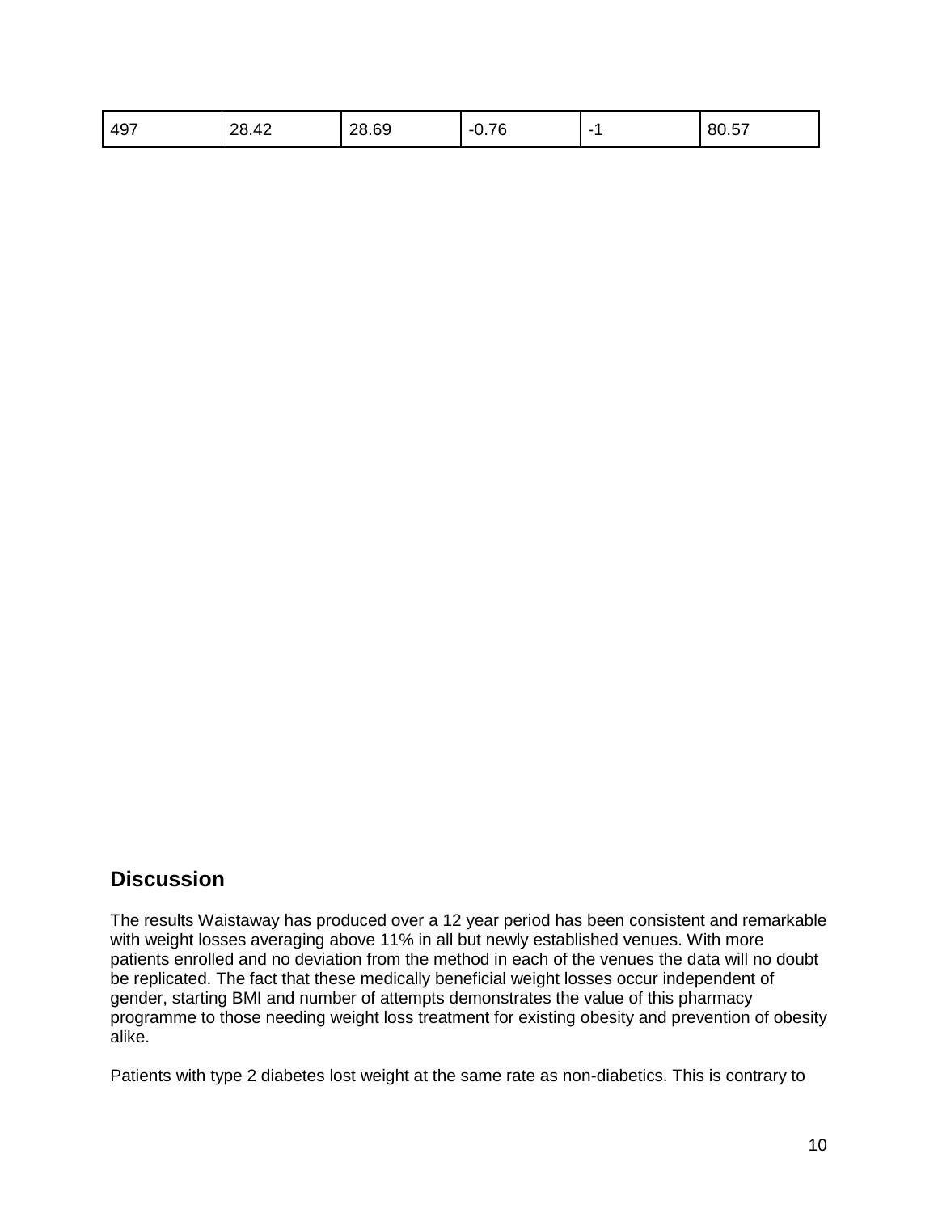| 497 | 28.42 | 28.69 | -0.76 | -1 | 80.57 |
|---|---|---|---|---|---|

## Discussion

The results Waistaway has produced over a 12 year period has been consistent and remarkable with weight losses averaging above 11% in all but newly established venues. With more patients enrolled and no deviation from the method in each of the venues the data will no doubt be replicated. The fact that these medically beneficial weight losses occur independent of gender, starting BMI and number of attempts demonstrates the value of this pharmacy programme to those needing weight loss treatment for existing obesity and prevention of obesity alike.

Patients with type 2 diabetes lost weight at the same rate as non-diabetics. This is contrary to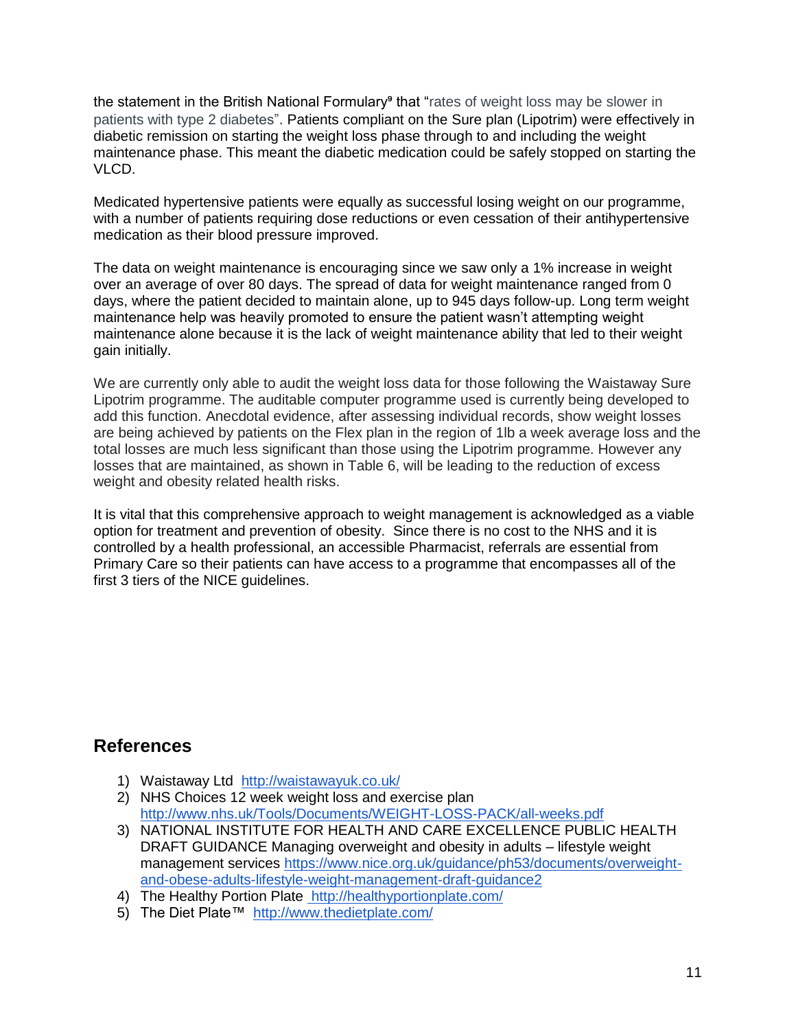the statement in the British National Formulary[9] that "rates of weight loss may be slower in patients with type 2 diabetes". Patients compliant on the Sure plan (Lipotrim) were effectively in diabetic remission on starting the weight loss phase through to and including the weight maintenance phase. This meant the diabetic medication could be safely stopped on starting the VLCD.

Medicated hypertensive patients were equally as successful losing weight on our programme, with a number of patients requiring dose reductions or even cessation of their antihypertensive medication as their blood pressure improved.

The data on weight maintenance is encouraging since we saw only a 1% increase in weight over an average of over 80 days. The spread of data for weight maintenance ranged from 0 days, where the patient decided to maintain alone, up to 945 days follow-up. Long term weight maintenance help was heavily promoted to ensure the patient wasn't attempting weight maintenance alone because it is the lack of weight maintenance ability that led to their weight gain initially.

We are currently only able to audit the weight loss data for those following the Waistaway Sure Lipotrim programme. The auditable computer programme used is currently being developed to add this function. Anecdotal evidence, after assessing individual records, show weight losses are being achieved by patients on the Flex plan in the region of 1lb a week average loss and the total losses are much less significant than those using the Lipotrim programme. However any losses that are maintained, as shown in Table 6, will be leading to the reduction of excess weight and obesity related health risks.

It is vital that this comprehensive approach to weight management is acknowledged as a viable option for treatment and prevention of obesity. Since there is no cost to the NHS and it is controlled by a health professional, an accessible Pharmacist, referrals are essential from Primary Care so their patients can have access to a programme that encompasses all of the first 3 tiers of the NICE guidelines.

## References

1) Waistaway Ltd http://waistawayuk.co.uk/
2) NHS Choices 12 week weight loss and exercise plan http://www.nhs.uk/Tools/Documents/WEIGHT-LOSS-PACK/all-weeks.pdf
3) NATIONAL INSTITUTE FOR HEALTH AND CARE EXCELLENCE PUBLIC HEALTH DRAFT GUIDANCE Managing overweight and obesity in adults – lifestyle weight management services https://www.nice.org.uk/guidance/ph53/documents/overweight-and-obese-adults-lifestyle-weight-management-draft-guidance2
4) The Healthy Portion Plate http://healthyportionplate.com/
5) The Diet Plate™ http://www.thedietplate.com/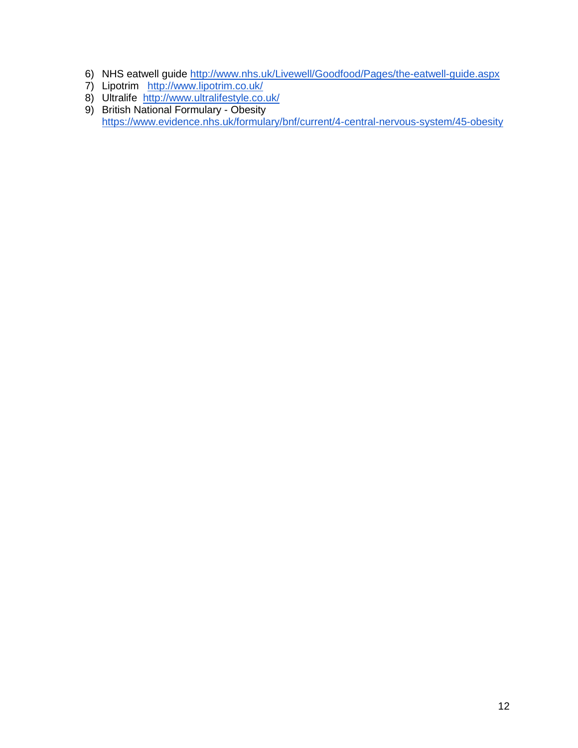6) NHS eatwell guide http://www.nhs.uk/Livewell/Goodfood/Pages/the-eatwell-guide.aspx
7) Lipotrim http://www.lipotrim.co.uk/
8) Ultralife http://www.ultralifestyle.co.uk/
9) British National Formulary - Obesity https://www.evidence.nhs.uk/formulary/bnf/current/4-central-nervous-system/45-obesity